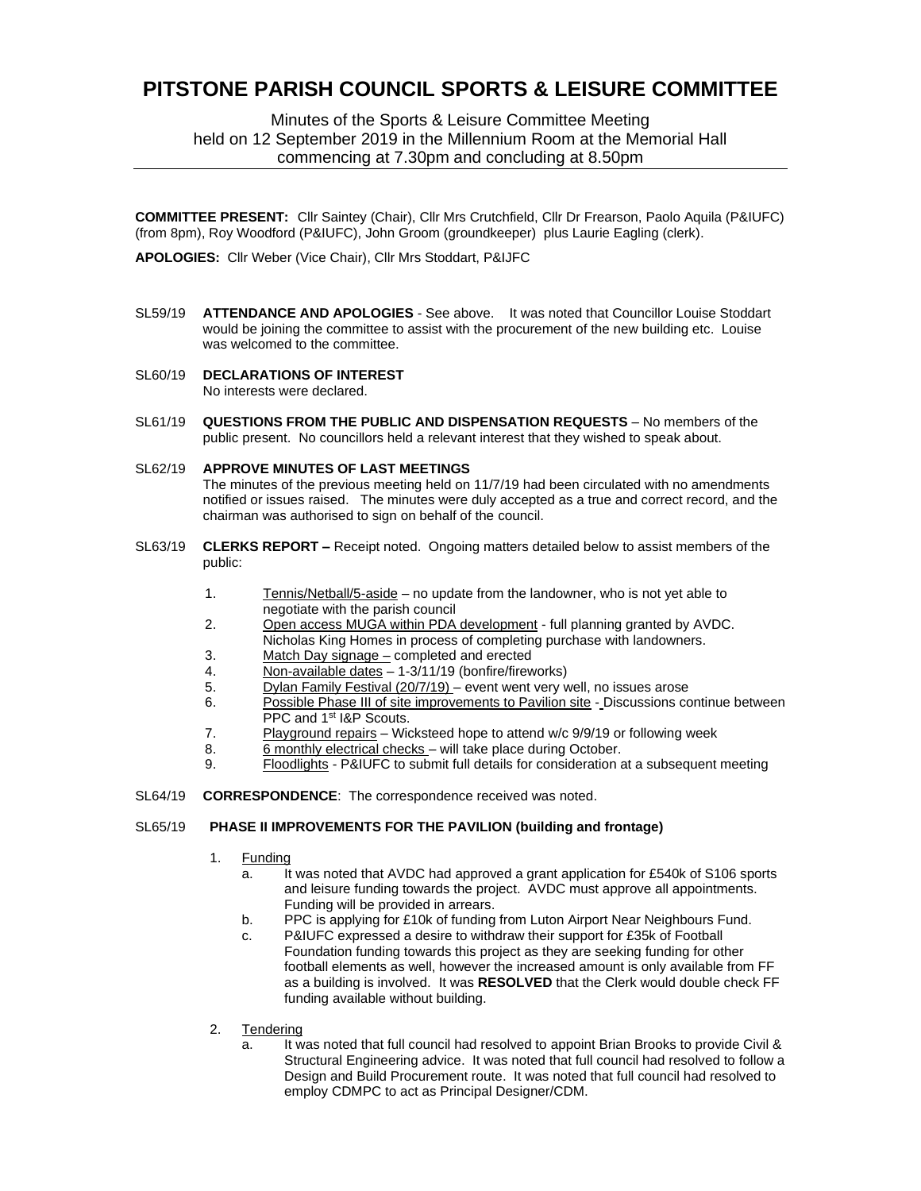# PITSTONE PARISH COUNCIL SPORTS & LEISURE COMMITTEE

Minutes of the Sports & Leisure Committee Meeting
held on 12 September 2019 in the Millennium Room at the Memorial Hall
commencing at 7.30pm and concluding at 8.50pm

**COMMITTEE PRESENT:** Cllr Saintey (Chair), Cllr Mrs Crutchfield, Cllr Dr Frearson, Paolo Aquila (P&IUFC) (from 8pm), Roy Woodford (P&IUFC), John Groom (groundkeeper) plus Laurie Eagling (clerk).

**APOLOGIES:** Cllr Weber (Vice Chair), Cllr Mrs Stoddart, P&IJFC

SL59/19 **ATTENDANCE AND APOLOGIES** - See above. It was noted that Councillor Louise Stoddart would be joining the committee to assist with the procurement of the new building etc. Louise was welcomed to the committee.

SL60/19 **DECLARATIONS OF INTEREST**
No interests were declared.

SL61/19 **QUESTIONS FROM THE PUBLIC AND DISPENSATION REQUESTS** – No members of the public present. No councillors held a relevant interest that they wished to speak about.

SL62/19 **APPROVE MINUTES OF LAST MEETINGS**
The minutes of the previous meeting held on 11/7/19 had been circulated with no amendments notified or issues raised. The minutes were duly accepted as a true and correct record, and the chairman was authorised to sign on behalf of the council.

SL63/19 **CLERKS REPORT –** Receipt noted. Ongoing matters detailed below to assist members of the public:

1. Tennis/Netball/5-aside – no update from the landowner, who is not yet able to negotiate with the parish council
2. Open access MUGA within PDA development - full planning granted by AVDC. Nicholas King Homes in process of completing purchase with landowners.
3. Match Day signage – completed and erected
4. Non-available dates – 1-3/11/19 (bonfire/fireworks)
5. Dylan Family Festival (20/7/19) – event went very well, no issues arose
6. Possible Phase III of site improvements to Pavilion site - Discussions continue between PPC and 1st I&P Scouts.
7. Playground repairs – Wicksteed hope to attend w/c 9/9/19 or following week
8. 6 monthly electrical checks – will take place during October.
9. Floodlights - P&IUFC to submit full details for consideration at a subsequent meeting

SL64/19 **CORRESPONDENCE**: The correspondence received was noted.

SL65/19 **PHASE II IMPROVEMENTS FOR THE PAVILION (building and frontage)**

1. Funding
   a. It was noted that AVDC had approved a grant application for £540k of S106 sports and leisure funding towards the project. AVDC must approve all appointments. Funding will be provided in arrears.
   b. PPC is applying for £10k of funding from Luton Airport Near Neighbours Fund.
   c. P&IUFC expressed a desire to withdraw their support for £35k of Football Foundation funding towards this project as they are seeking funding for other football elements as well, however the increased amount is only available from FF as a building is involved. It was **RESOLVED** that the Clerk would double check FF funding available without building.

2. Tendering
   a. It was noted that full council had resolved to appoint Brian Brooks to provide Civil & Structural Engineering advice. It was noted that full council had resolved to follow a Design and Build Procurement route. It was noted that full council had resolved to employ CDMPC to act as Principal Designer/CDM.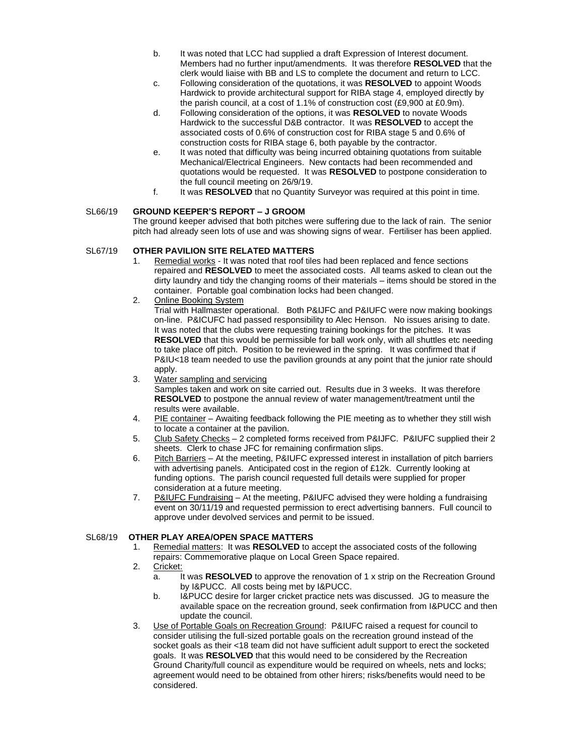b. It was noted that LCC had supplied a draft Expression of Interest document. Members had no further input/amendments. It was therefore **RESOLVED** that the clerk would liaise with BB and LS to complete the document and return to LCC.

c. Following consideration of the quotations, it was **RESOLVED** to appoint Woods Hardwick to provide architectural support for RIBA stage 4, employed directly by the parish council, at a cost of 1.1% of construction cost (£9,900 at £0.9m).

d. Following consideration of the options, it was **RESOLVED** to novate Woods Hardwick to the successful D&B contractor. It was **RESOLVED** to accept the associated costs of 0.6% of construction cost for RIBA stage 5 and 0.6% of construction costs for RIBA stage 6, both payable by the contractor.

e. It was noted that difficulty was being incurred obtaining quotations from suitable Mechanical/Electrical Engineers. New contacts had been recommended and quotations would be requested. It was **RESOLVED** to postpone consideration to the full council meeting on 26/9/19.

f. It was **RESOLVED** that no Quantity Surveyor was required at this point in time.

**SL66/19 GROUND KEEPER'S REPORT – J GROOM**

The ground keeper advised that both pitches were suffering due to the lack of rain. The senior pitch had already seen lots of use and was showing signs of wear. Fertiliser has been applied.

**SL67/19 OTHER PAVILION SITE RELATED MATTERS**

1. Remedial works - It was noted that roof tiles had been replaced and fence sections repaired and **RESOLVED** to meet the associated costs. All teams asked to clean out the dirty laundry and tidy the changing rooms of their materials – items should be stored in the container. Portable goal combination locks had been changed.
2. Online Booking System
   Trial with Hallmaster operational. Both P&IJFC and P&IUFC were now making bookings on-line. P&ICUFC had passed responsibility to Alec Henson. No issues arising to date. It was noted that the clubs were requesting training bookings for the pitches. It was **RESOLVED** that this would be permissible for ball work only, with all shuttles etc needing to take place off pitch. Position to be reviewed in the spring. It was confirmed that if P&IU<18 team needed to use the pavilion grounds at any point that the junior rate should apply.
3. Water sampling and servicing
   Samples taken and work on site carried out. Results due in 3 weeks. It was therefore **RESOLVED** to postpone the annual review of water management/treatment until the results were available.
4. PIE container – Awaiting feedback following the PIE meeting as to whether they still wish to locate a container at the pavilion.
5. Club Safety Checks – 2 completed forms received from P&IJFC. P&IUFC supplied their 2 sheets. Clerk to chase JFC for remaining confirmation slips.
6. Pitch Barriers – At the meeting, P&IUFC expressed interest in installation of pitch barriers with advertising panels. Anticipated cost in the region of £12k. Currently looking at funding options. The parish council requested full details were supplied for proper consideration at a future meeting.
7. P&IUFC Fundraising – At the meeting, P&IUFC advised they were holding a fundraising event on 30/11/19 and requested permission to erect advertising banners. Full council to approve under devolved services and permit to be issued.

**SL68/19 OTHER PLAY AREA/OPEN SPACE MATTERS**

1. Remedial matters: It was **RESOLVED** to accept the associated costs of the following repairs: Commemorative plaque on Local Green Space repaired.
2. Cricket:
   a. It was **RESOLVED** to approve the renovation of 1 x strip on the Recreation Ground by I&PUCC. All costs being met by I&PUCC.
   b. I&PUCC desire for larger cricket practice nets was discussed. JG to measure the available space on the recreation ground, seek confirmation from I&PUCC and then update the council.
3. Use of Portable Goals on Recreation Ground: P&IUFC raised a request for council to consider utilising the full-sized portable goals on the recreation ground instead of the socket goals as their <18 team did not have sufficient adult support to erect the socketed goals. It was **RESOLVED** that this would need to be considered by the Recreation Ground Charity/full council as expenditure would be required on wheels, nets and locks; agreement would need to be obtained from other hirers; risks/benefits would need to be considered.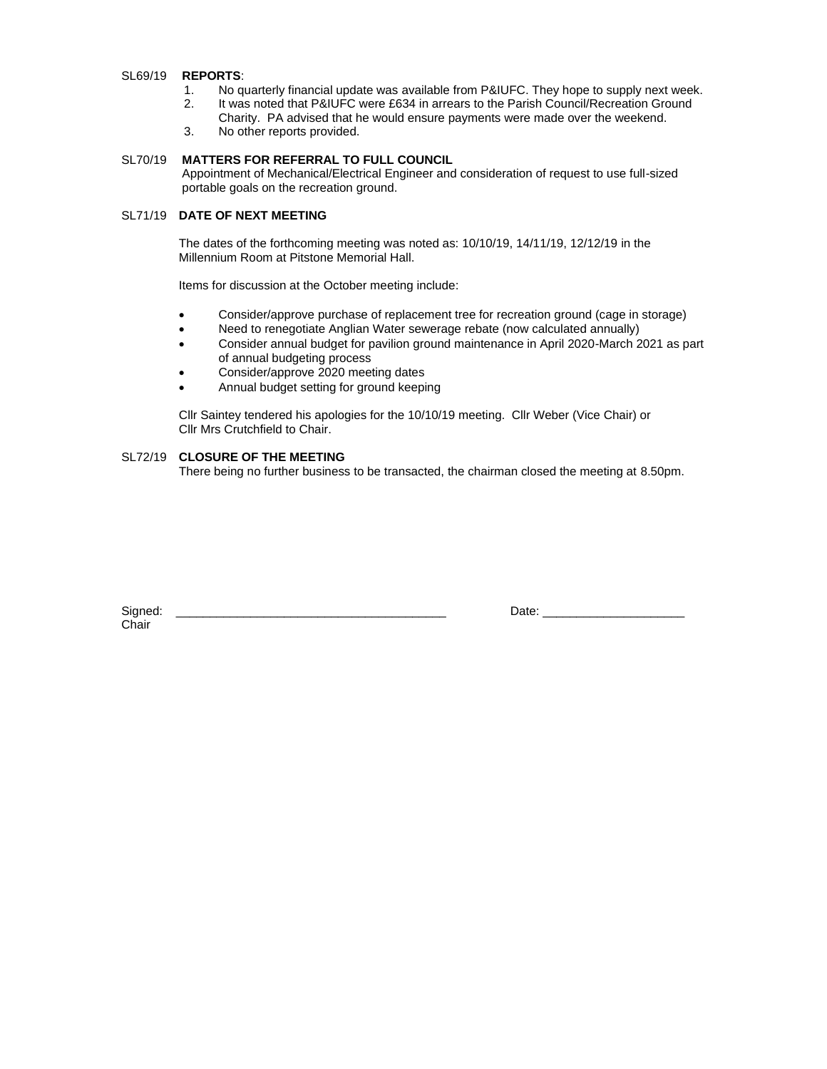SL69/19 **REPORTS**:

1. No quarterly financial update was available from P&IUFC. They hope to supply next week.
2. It was noted that P&IUFC were £634 in arrears to the Parish Council/Recreation Ground Charity. PA advised that he would ensure payments were made over the weekend.
3. No other reports provided.

SL70/19 **MATTERS FOR REFERRAL TO FULL COUNCIL**

Appointment of Mechanical/Electrical Engineer and consideration of request to use full-sized portable goals on the recreation ground.

SL71/19 **DATE OF NEXT MEETING**

The dates of the forthcoming meeting was noted as: 10/10/19, 14/11/19, 12/12/19 in the Millennium Room at Pitstone Memorial Hall.

Items for discussion at the October meeting include:

- Consider/approve purchase of replacement tree for recreation ground (cage in storage)
- Need to renegotiate Anglian Water sewerage rebate (now calculated annually)
- Consider annual budget for pavilion ground maintenance in April 2020-March 2021 as part of annual budgeting process
- Consider/approve 2020 meeting dates
- Annual budget setting for ground keeping

Cllr Saintey tendered his apologies for the 10/10/19 meeting. Cllr Weber (Vice Chair) or Cllr Mrs Crutchfield to Chair.

SL72/19 **CLOSURE OF THE MEETING**

There being no further business to be transacted, the chairman closed the meeting at 8.50pm.

Signed: ________________________________________ Date: _____________________
Chair